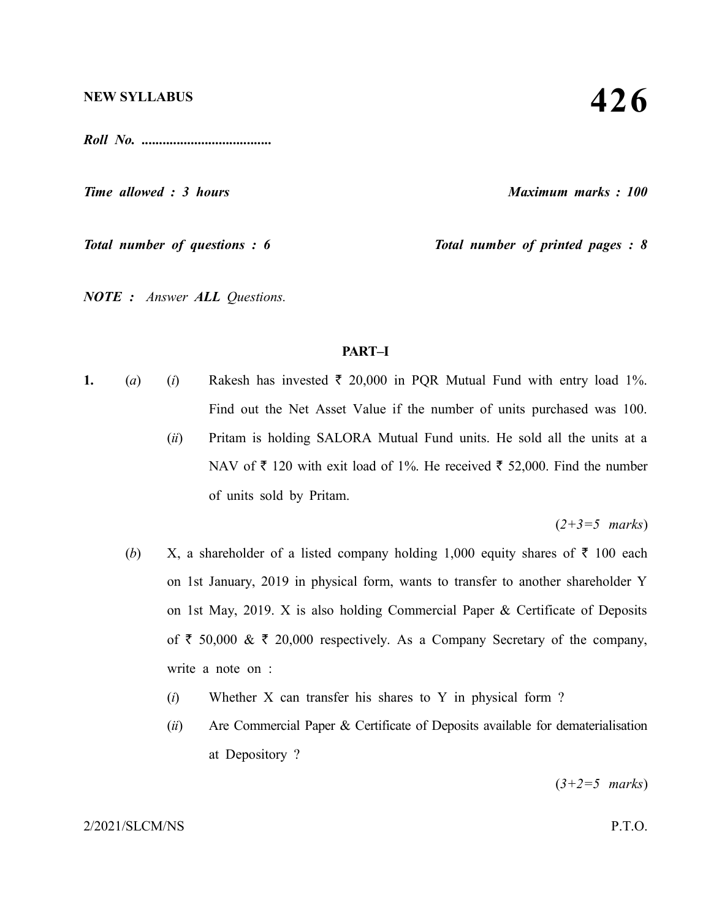NEW SYLLABUS

# 426

*Roll No. .....................................*

*Time allowed : 3 hours* *Maximum marks : 100*

*Total number of questions : 6* *Total number of printed pages : 8*

*NOTE : Answer **ALL** Questions.*

## PART–I

**1.** (*a*) (*i*) Rakesh has invested ₹ 20,000 in PQR Mutual Fund with entry load 1%. Find out the Net Asset Value if the number of units purchased was 100.

(*ii*) Pritam is holding SALORA Mutual Fund units. He sold all the units at a NAV of ₹ 120 with exit load of 1%. He received ₹ 52,000. Find the number of units sold by Pritam.

(*2+3=5 marks*)

(*b*) X, a shareholder of a listed company holding 1,000 equity shares of ₹ 100 each on 1st January, 2019 in physical form, wants to transfer to another shareholder Y on 1st May, 2019. X is also holding Commercial Paper & Certificate of Deposits of ₹ 50,000 & ₹ 20,000 respectively. As a Company Secretary of the company, write a note on :

(*i*) Whether X can transfer his shares to Y in physical form ?

(*ii*) Are Commercial Paper & Certificate of Deposits available for dematerialisation at Depository ?

(*3+2=5 marks*)

2/2021/SLCM/NS P.T.O.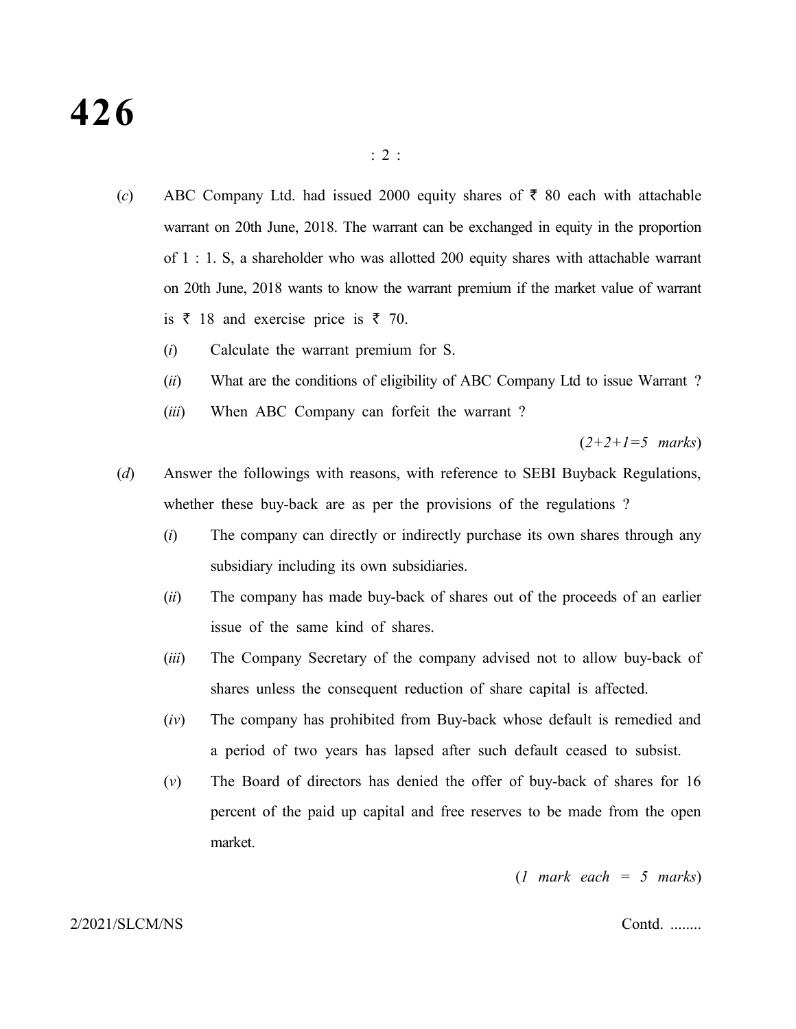(*c*) ABC Company Ltd. had issued 2000 equity shares of ₹ 80 each with attachable warrant on 20th June, 2018. The warrant can be exchanged in equity in the proportion of 1 : 1. S, a shareholder who was allotted 200 equity shares with attachable warrant on 20th June, 2018 wants to know the warrant premium if the market value of warrant is ₹ 18 and exercise price is ₹ 70.

(*i*) Calculate the warrant premium for S.

(*ii*) What are the conditions of eligibility of ABC Company Ltd to issue Warrant ?

(*iii*) When ABC Company can forfeit the warrant ?

(*2+2+1=5 marks*)

(*d*) Answer the followings with reasons, with reference to SEBI Buyback Regulations, whether these buy-back are as per the provisions of the regulations ?

(*i*) The company can directly or indirectly purchase its own shares through any subsidiary including its own subsidiaries.

(*ii*) The company has made buy-back of shares out of the proceeds of an earlier issue of the same kind of shares.

(*iii*) The Company Secretary of the company advised not to allow buy-back of shares unless the consequent reduction of share capital is affected.

(*iv*) The company has prohibited from Buy-back whose default is remedied and a period of two years has lapsed after such default ceased to subsist.

(*v*) The Board of directors has denied the offer of buy-back of shares for 16 percent of the paid up capital and free reserves to be made from the open market.

(*1 mark each = 5 marks*)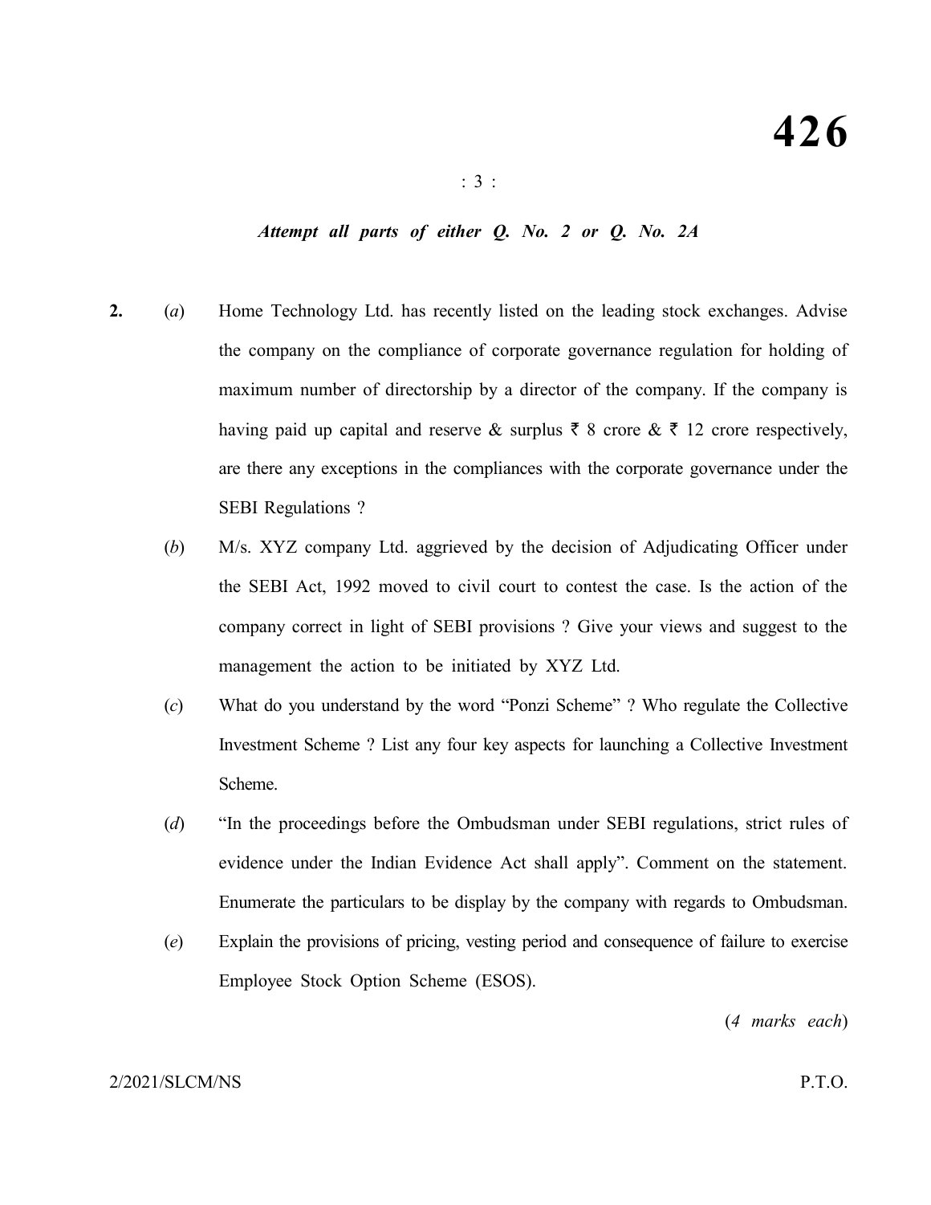*Attempt all parts of either Q. No. 2 or Q. No. 2A*

**2.** (*a*) Home Technology Ltd. has recently listed on the leading stock exchanges. Advise the company on the compliance of corporate governance regulation for holding of maximum number of directorship by a director of the company. If the company is having paid up capital and reserve & surplus ₹ 8 crore & ₹ 12 crore respectively, are there any exceptions in the compliances with the corporate governance under the SEBI Regulations ?

(*b*) M/s. XYZ company Ltd. aggrieved by the decision of Adjudicating Officer under the SEBI Act, 1992 moved to civil court to contest the case. Is the action of the company correct in light of SEBI provisions ? Give your views and suggest to the management the action to be initiated by XYZ Ltd.

(*c*) What do you understand by the word "Ponzi Scheme" ? Who regulate the Collective Investment Scheme ? List any four key aspects for launching a Collective Investment Scheme.

(*d*) "In the proceedings before the Ombudsman under SEBI regulations, strict rules of evidence under the Indian Evidence Act shall apply". Comment on the statement. Enumerate the particulars to be display by the company with regards to Ombudsman.

(*e*) Explain the provisions of pricing, vesting period and consequence of failure to exercise Employee Stock Option Scheme (ESOS).

(*4 marks each*)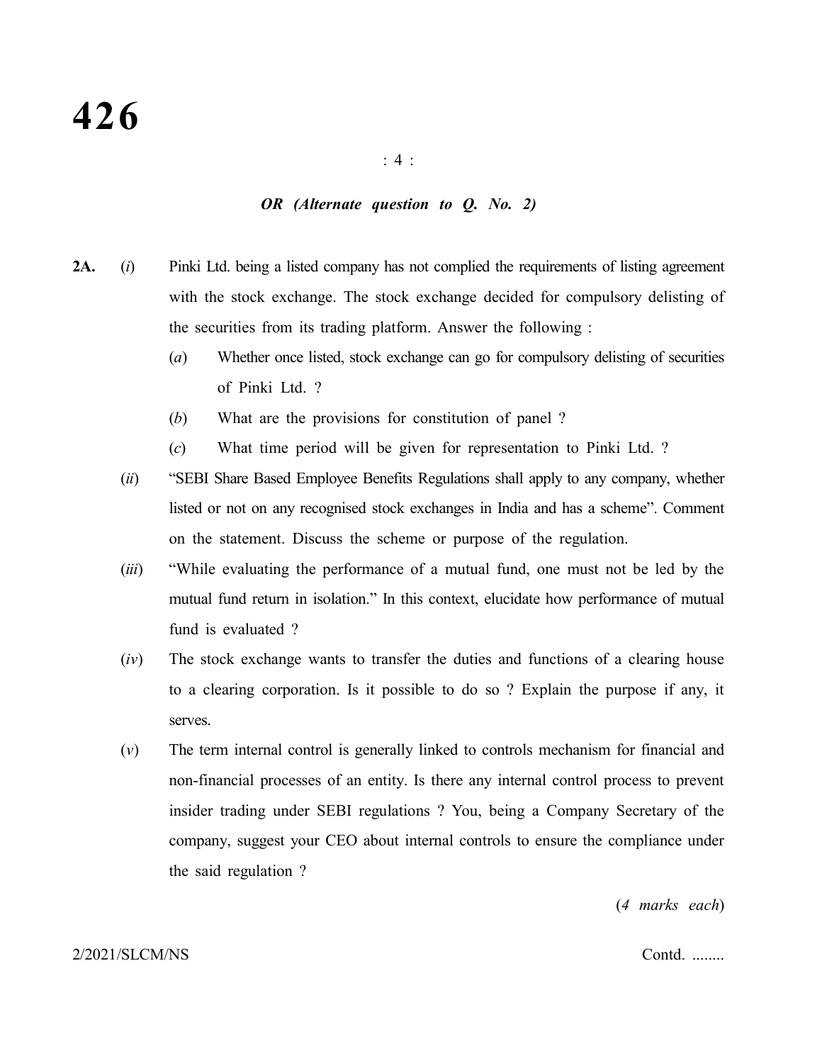*OR (Alternate question to Q. No. 2)*

**2A.** (*i*) Pinki Ltd. being a listed company has not complied the requirements of listing agreement with the stock exchange. The stock exchange decided for compulsory delisting of the securities from its trading platform. Answer the following :

(*a*) Whether once listed, stock exchange can go for compulsory delisting of securities of Pinki Ltd. ?

(*b*) What are the provisions for constitution of panel ?

(*c*) What time period will be given for representation to Pinki Ltd. ?

(*ii*) "SEBI Share Based Employee Benefits Regulations shall apply to any company, whether listed or not on any recognised stock exchanges in India and has a scheme". Comment on the statement. Discuss the scheme or purpose of the regulation.

(*iii*) "While evaluating the performance of a mutual fund, one must not be led by the mutual fund return in isolation." In this context, elucidate how performance of mutual fund is evaluated ?

(*iv*) The stock exchange wants to transfer the duties and functions of a clearing house to a clearing corporation. Is it possible to do so ? Explain the purpose if any, it serves.

(*v*) The term internal control is generally linked to controls mechanism for financial and non-financial processes of an entity. Is there any internal control process to prevent insider trading under SEBI regulations ? You, being a Company Secretary of the company, suggest your CEO about internal controls to ensure the compliance under the said regulation ?

(*4 marks each*)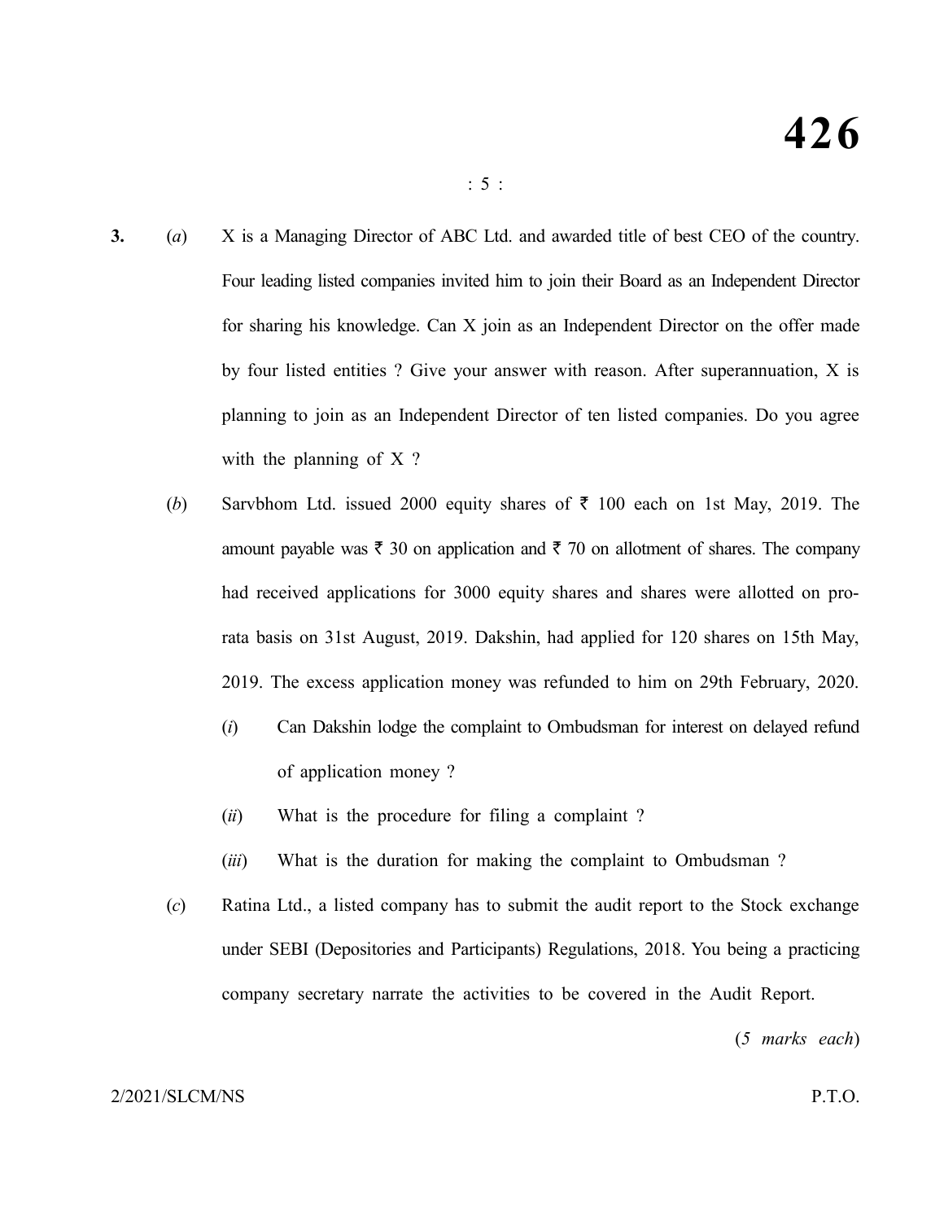3. (*a*) X is a Managing Director of ABC Ltd. and awarded title of best CEO of the country. Four leading listed companies invited him to join their Board as an Independent Director for sharing his knowledge. Can X join as an Independent Director on the offer made by four listed entities ? Give your answer with reason. After superannuation, X is planning to join as an Independent Director of ten listed companies. Do you agree with the planning of X ?

(*b*) Sarvbhom Ltd. issued 2000 equity shares of ₹ 100 each on 1st May, 2019. The amount payable was ₹ 30 on application and ₹ 70 on allotment of shares. The company had received applications for 3000 equity shares and shares were allotted on pro-rata basis on 31st August, 2019. Dakshin, had applied for 120 shares on 15th May, 2019. The excess application money was refunded to him on 29th February, 2020.

(*i*) Can Dakshin lodge the complaint to Ombudsman for interest on delayed refund of application money ?

(*ii*) What is the procedure for filing a complaint ?

(*iii*) What is the duration for making the complaint to Ombudsman ?

(*c*) Ratina Ltd., a listed company has to submit the audit report to the Stock exchange under SEBI (Depositories and Participants) Regulations, 2018. You being a practicing company secretary narrate the activities to be covered in the Audit Report.

(*5 marks each*)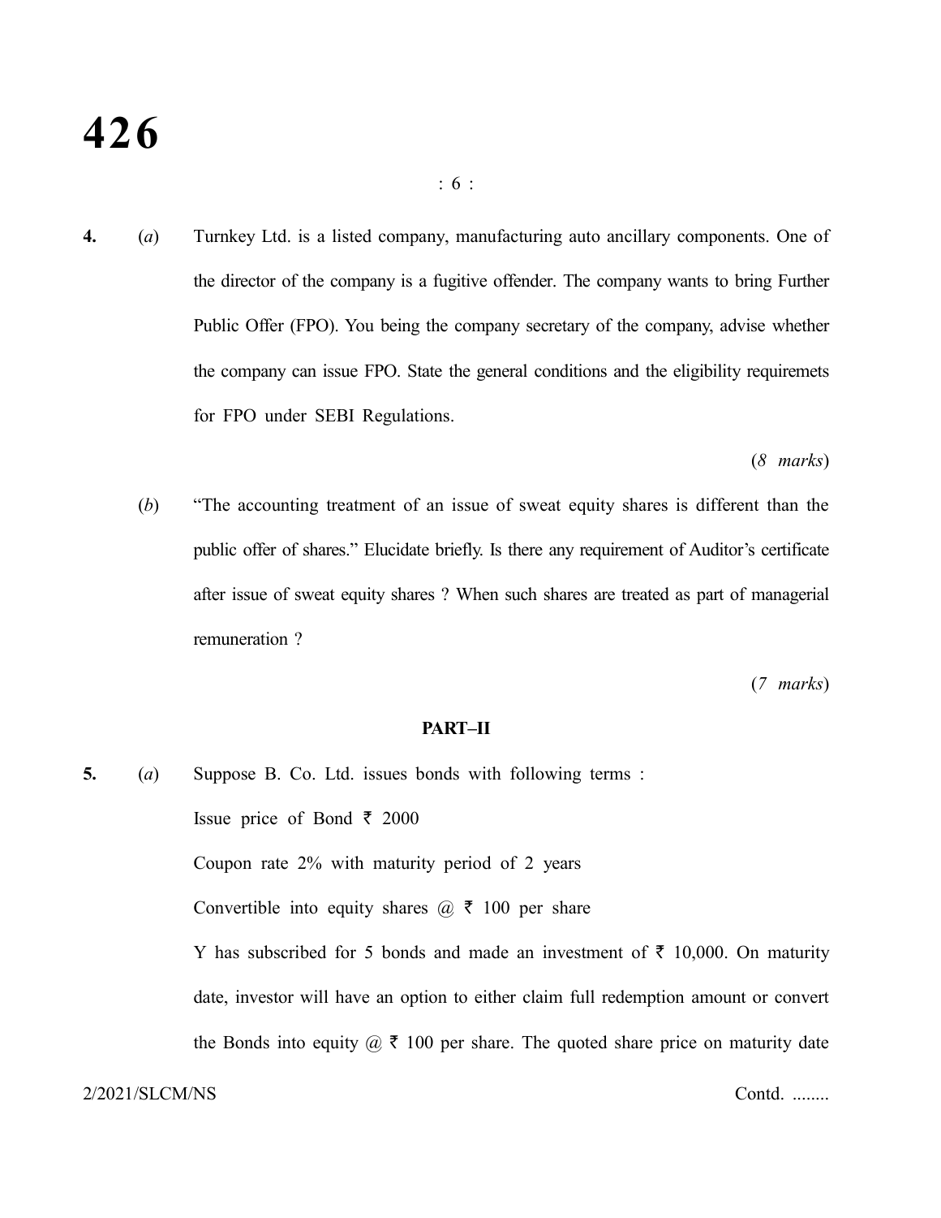**4.** (*a*) Turnkey Ltd. is a listed company, manufacturing auto ancillary components. One of the director of the company is a fugitive offender. The company wants to bring Further Public Offer (FPO). You being the company secretary of the company, advise whether the company can issue FPO. State the general conditions and the eligibility requiremets for FPO under SEBI Regulations.

(*8 marks*)

(*b*) "The accounting treatment of an issue of sweat equity shares is different than the public offer of shares." Elucidate briefly. Is there any requirement of Auditor's certificate after issue of sweat equity shares ? When such shares are treated as part of managerial remuneration ?

(*7 marks*)

**PART–II**

**5.** (*a*) Suppose B. Co. Ltd. issues bonds with following terms :

Issue price of Bond ₹ 2000

Coupon rate 2% with maturity period of 2 years

Convertible into equity shares @ ₹ 100 per share

Y has subscribed for 5 bonds and made an investment of ₹ 10,000. On maturity date, investor will have an option to either claim full redemption amount or convert the Bonds into equity @ ₹ 100 per share. The quoted share price on maturity date

2/2021/SLCM/NS Contd. ........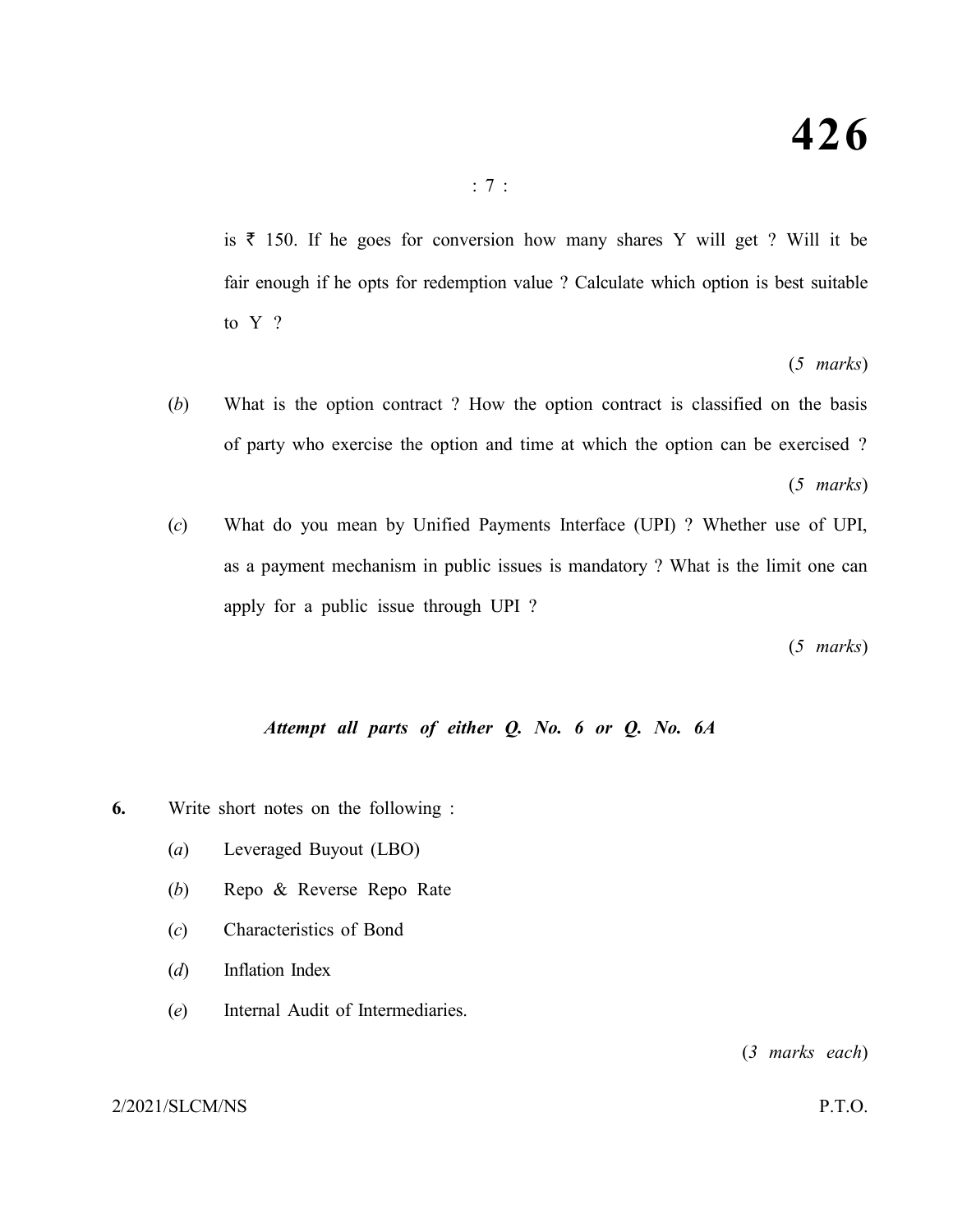is ₹ 150. If he goes for conversion how many shares Y will get ? Will it be fair enough if he opts for redemption value ? Calculate which option is best suitable to Y ?

(*5 marks*)

(*b*) What is the option contract ? How the option contract is classified on the basis of party who exercise the option and time at which the option can be exercised ?

(*5 marks*)

(*c*) What do you mean by Unified Payments Interface (UPI) ? Whether use of UPI, as a payment mechanism in public issues is mandatory ? What is the limit one can apply for a public issue through UPI ?

(*5 marks*)

***Attempt all parts of either Q. No. 6 or Q. No. 6A***

**6.** Write short notes on the following :

(*a*) Leveraged Buyout (LBO)

(*b*) Repo & Reverse Repo Rate

(*c*) Characteristics of Bond

(*d*) Inflation Index

(*e*) Internal Audit of Intermediaries.

(*3 marks each*)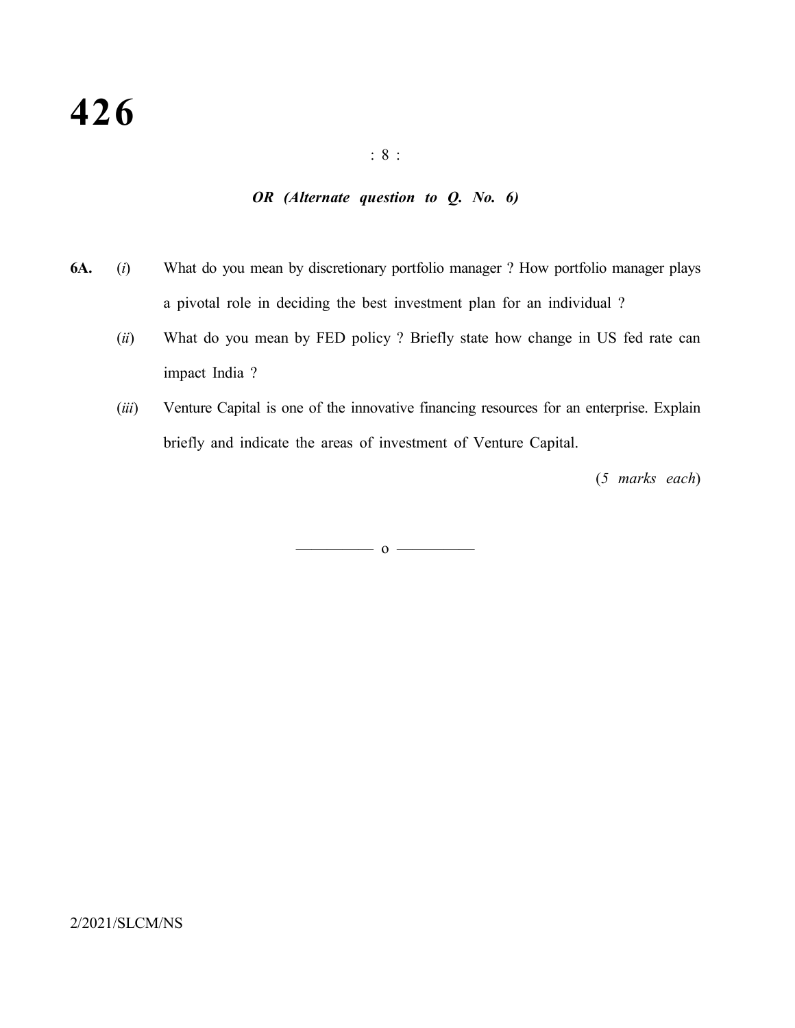*OR (Alternate question to Q. No. 6)*

**6A.** (*i*) What do you mean by discretionary portfolio manager ? How portfolio manager plays a pivotal role in deciding the best investment plan for an individual ?

(*ii*) What do you mean by FED policy ? Briefly state how change in US fed rate can impact India ?

(*iii*) Venture Capital is one of the innovative financing resources for an enterprise. Explain briefly and indicate the areas of investment of Venture Capital.

(*5 marks each*)

————— o —————